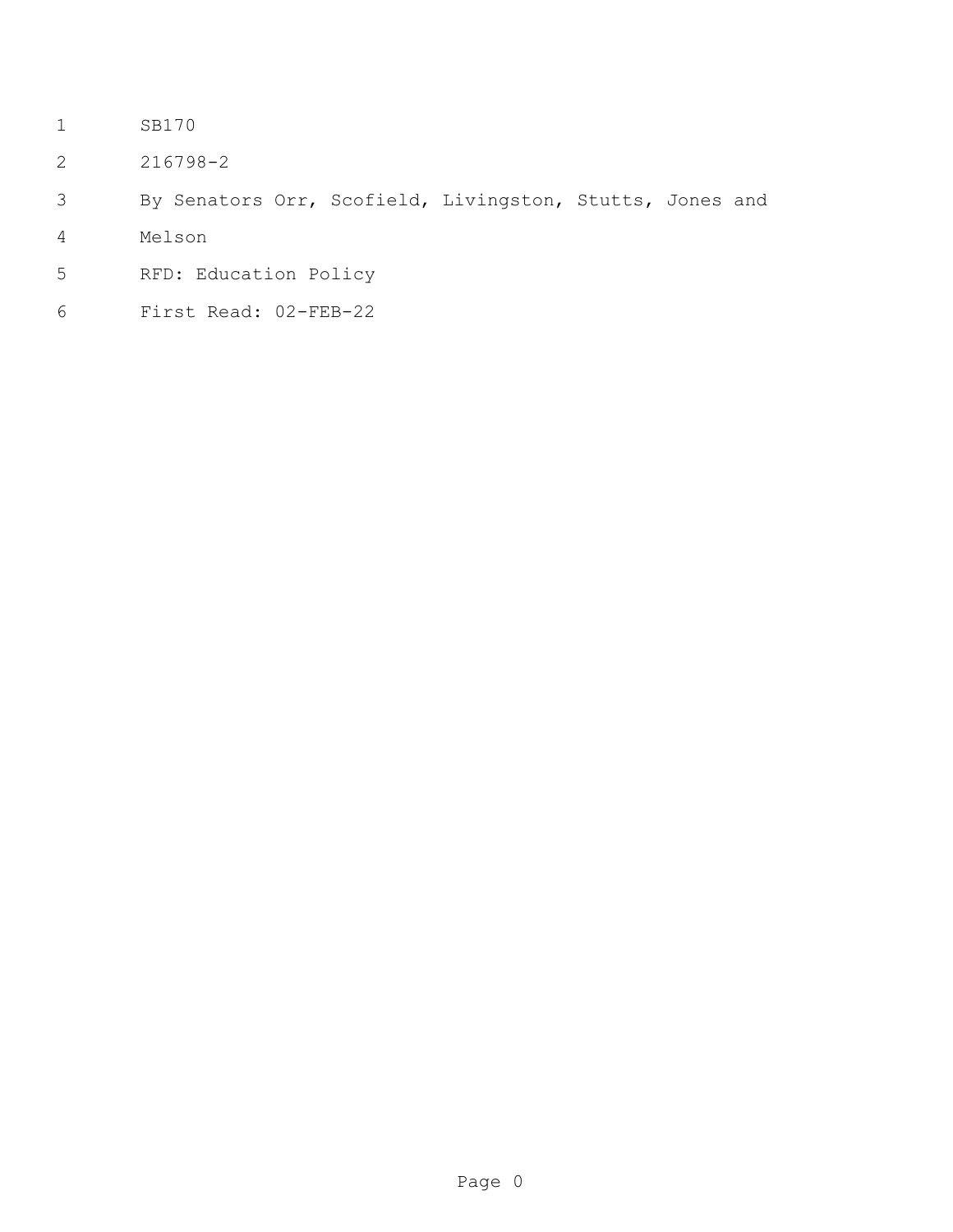SB170

216798-2

By Senators Orr, Scofield, Livingston, Stutts, Jones and Melson

RFD: Education Policy

First Read: 02-FEB-22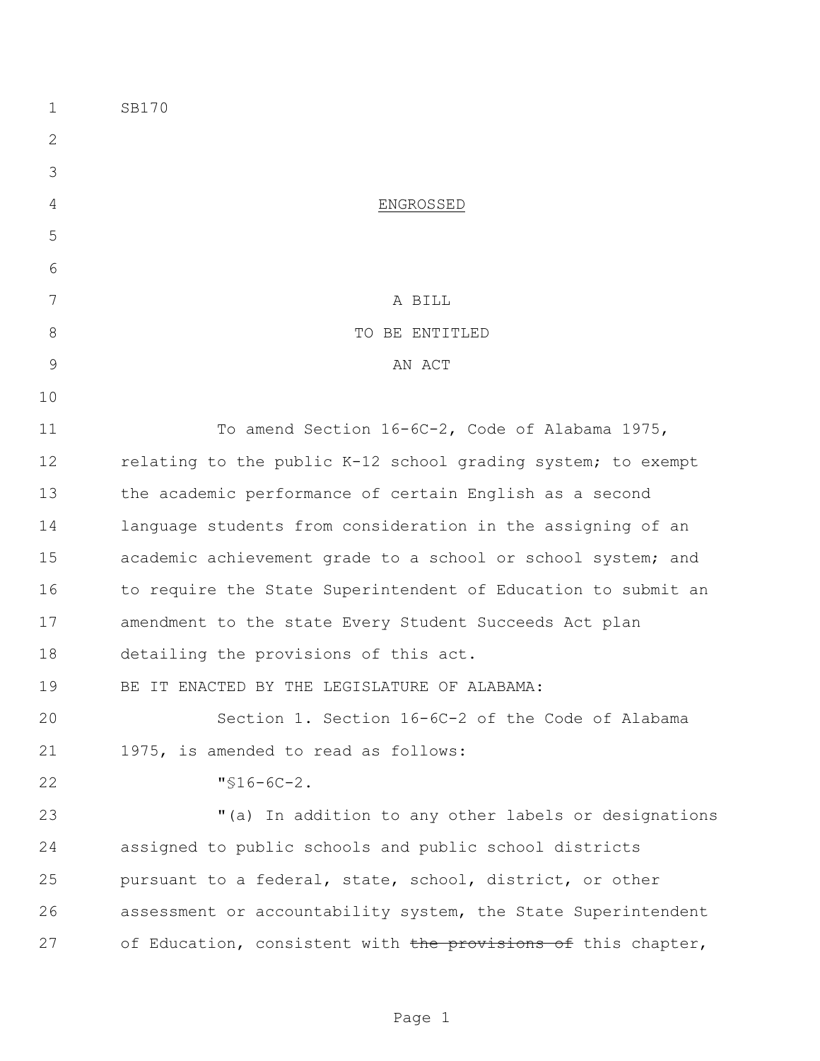SB170

ENGROSSED

A BILL
TO BE ENTITLED
AN ACT

To amend Section 16-6C-2, Code of Alabama 1975, relating to the public K-12 school grading system; to exempt the academic performance of certain English as a second language students from consideration in the assigning of an academic achievement grade to a school or school system; and to require the State Superintendent of Education to submit an amendment to the state Every Student Succeeds Act plan detailing the provisions of this act.

BE IT ENACTED BY THE LEGISLATURE OF ALABAMA:

Section 1. Section 16-6C-2 of the Code of Alabama 1975, is amended to read as follows:

"§16-6C-2.

"(a) In addition to any other labels or designations assigned to public schools and public school districts pursuant to a federal, state, school, district, or other assessment or accountability system, the State Superintendent of Education, consistent with ~~the provisions of~~ this chapter,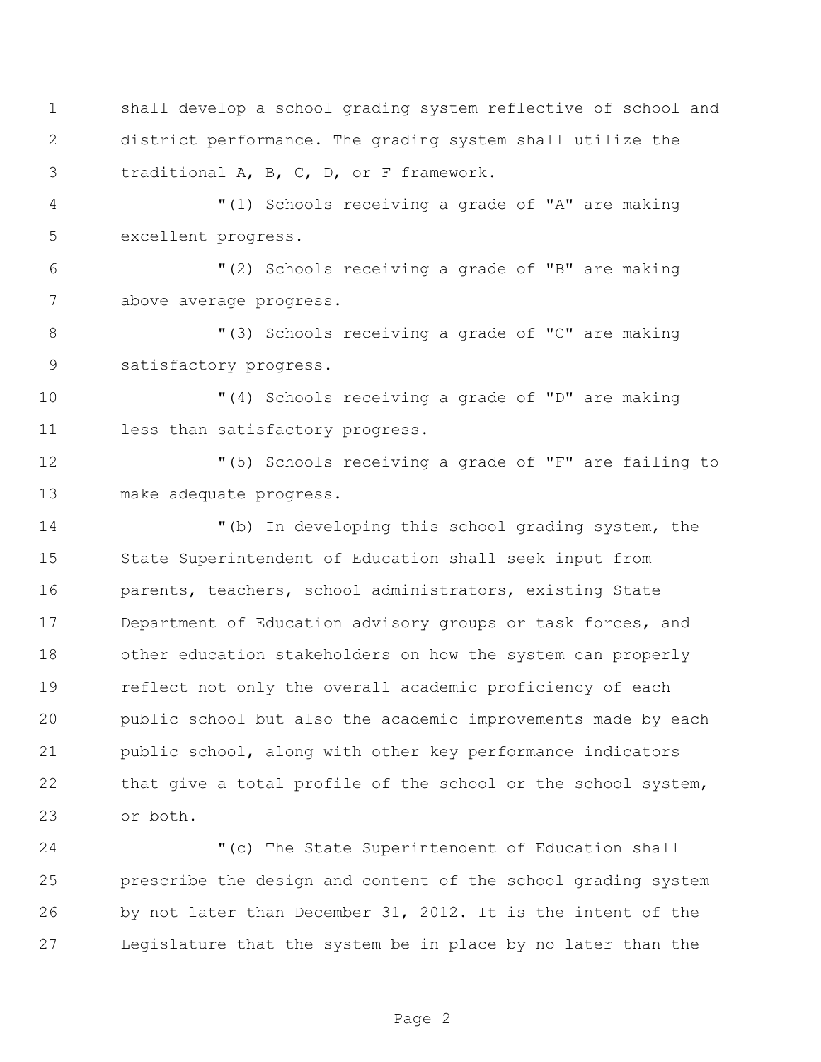shall develop a school grading system reflective of school and district performance. The grading system shall utilize the traditional A, B, C, D, or F framework.

"(1) Schools receiving a grade of "A" are making excellent progress.

"(2) Schools receiving a grade of "B" are making above average progress.

"(3) Schools receiving a grade of "C" are making satisfactory progress.

"(4) Schools receiving a grade of "D" are making less than satisfactory progress.

"(5) Schools receiving a grade of "F" are failing to make adequate progress.

"(b) In developing this school grading system, the State Superintendent of Education shall seek input from parents, teachers, school administrators, existing State Department of Education advisory groups or task forces, and other education stakeholders on how the system can properly reflect not only the overall academic proficiency of each public school but also the academic improvements made by each public school, along with other key performance indicators that give a total profile of the school or the school system, or both.

"(c) The State Superintendent of Education shall prescribe the design and content of the school grading system by not later than December 31, 2012. It is the intent of the Legislature that the system be in place by no later than the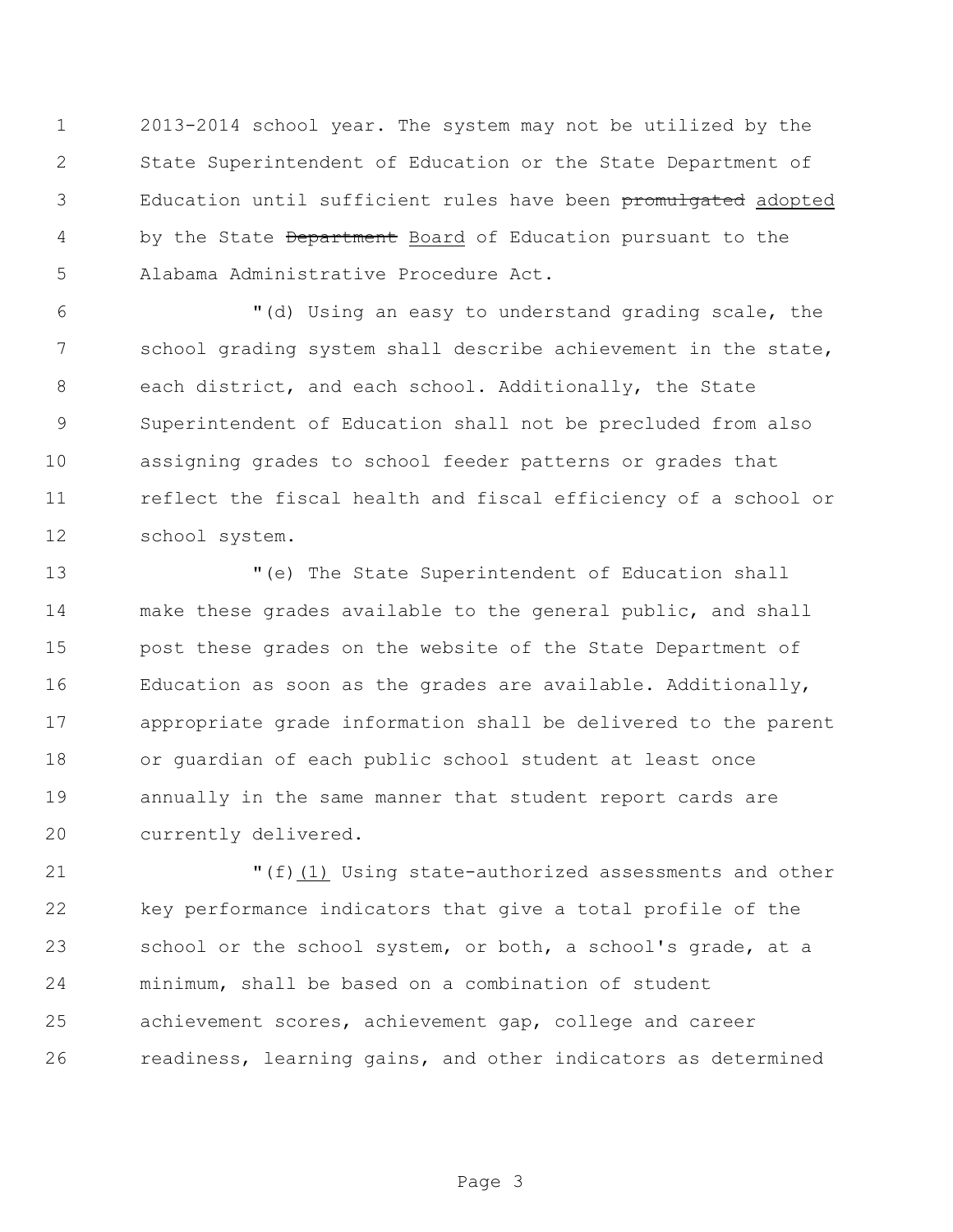2013-2014 school year. The system may not be utilized by the State Superintendent of Education or the State Department of Education until sufficient rules have been ~~promulgated~~ adopted by the State ~~Department~~ Board of Education pursuant to the Alabama Administrative Procedure Act.

"(d) Using an easy to understand grading scale, the school grading system shall describe achievement in the state, each district, and each school. Additionally, the State Superintendent of Education shall not be precluded from also assigning grades to school feeder patterns or grades that reflect the fiscal health and fiscal efficiency of a school or school system.

"(e) The State Superintendent of Education shall make these grades available to the general public, and shall post these grades on the website of the State Department of Education as soon as the grades are available. Additionally, appropriate grade information shall be delivered to the parent or guardian of each public school student at least once annually in the same manner that student report cards are currently delivered.

"(f)(1) Using state-authorized assessments and other key performance indicators that give a total profile of the school or the school system, or both, a school's grade, at a minimum, shall be based on a combination of student achievement scores, achievement gap, college and career readiness, learning gains, and other indicators as determined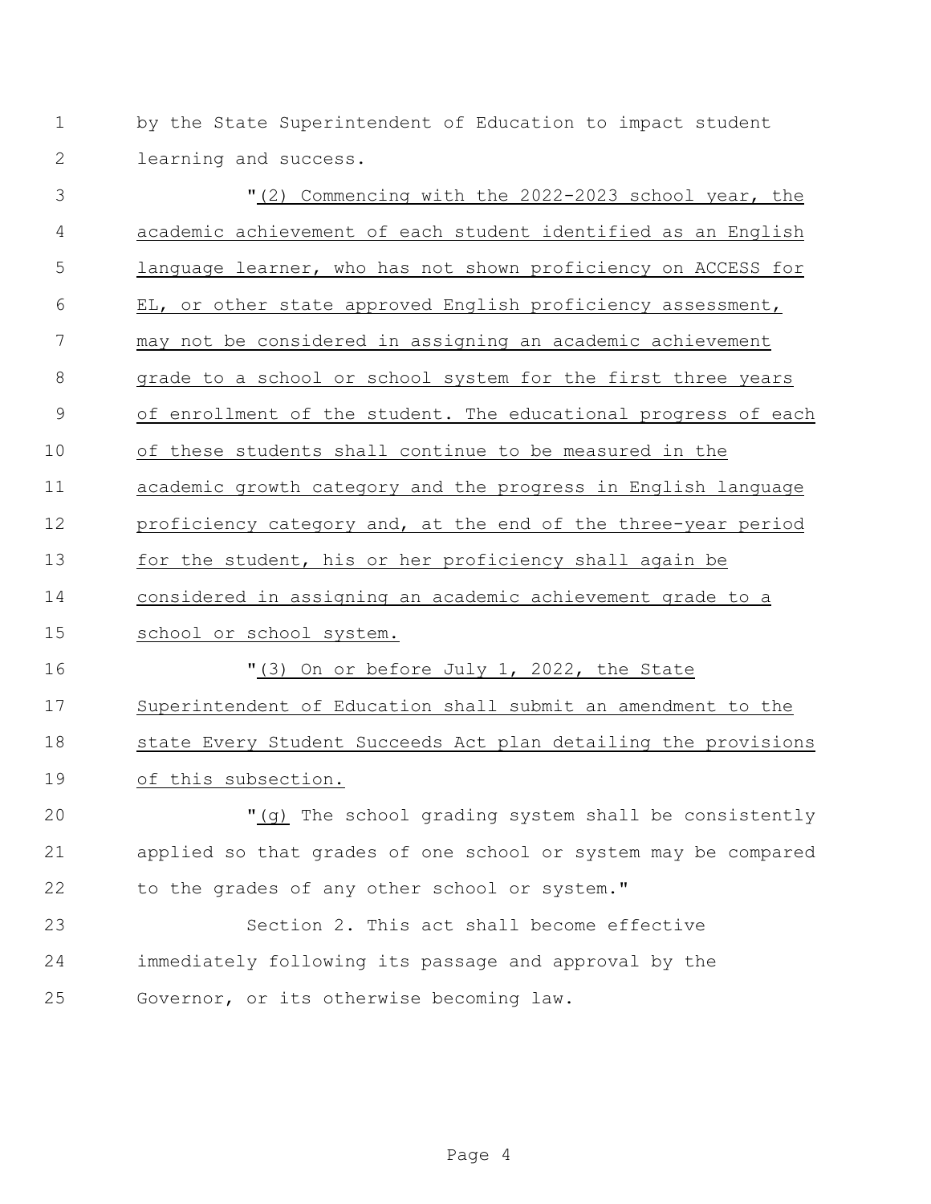by the State Superintendent of Education to impact student learning and success.

"(2) Commencing with the 2022-2023 school year, the academic achievement of each student identified as an English language learner, who has not shown proficiency on ACCESS for EL, or other state approved English proficiency assessment, may not be considered in assigning an academic achievement grade to a school or school system for the first three years of enrollment of the student. The educational progress of each of these students shall continue to be measured in the academic growth category and the progress in English language proficiency category and, at the end of the three-year period for the student, his or her proficiency shall again be considered in assigning an academic achievement grade to a school or school system.

"(3) On or before July 1, 2022, the State Superintendent of Education shall submit an amendment to the state Every Student Succeeds Act plan detailing the provisions of this subsection.

"(g) The school grading system shall be consistently applied so that grades of one school or system may be compared to the grades of any other school or system."

Section 2. This act shall become effective immediately following its passage and approval by the Governor, or its otherwise becoming law.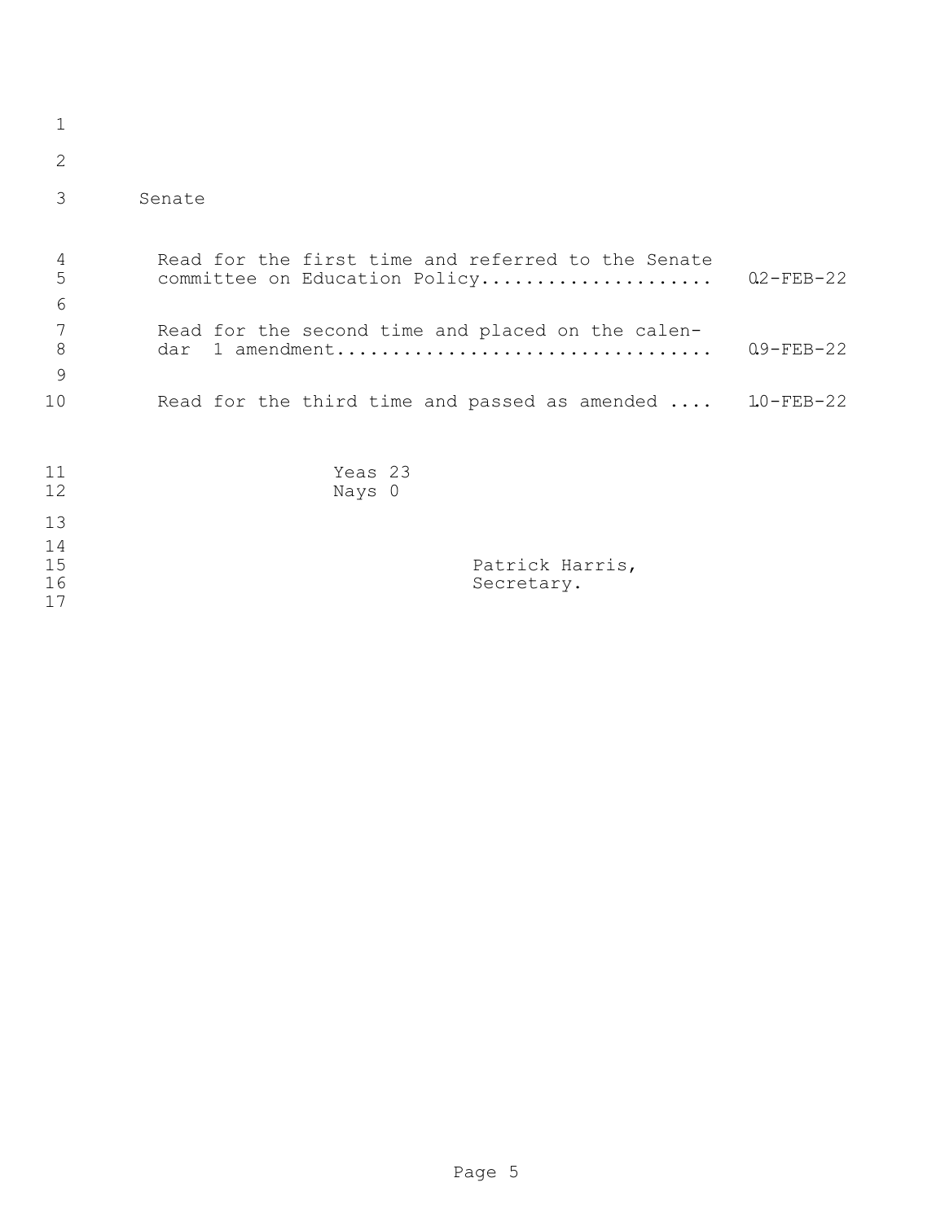Senate

Read for the first time and referred to the Senate committee on Education Policy.................... 02-FEB-22

Read for the second time and placed on the calendar 1 amendment.................................. 09-FEB-22

Read for the third time and passed as amended .... 10-FEB-22

Yeas 23
Nays 0

Patrick Harris,
Secretary.